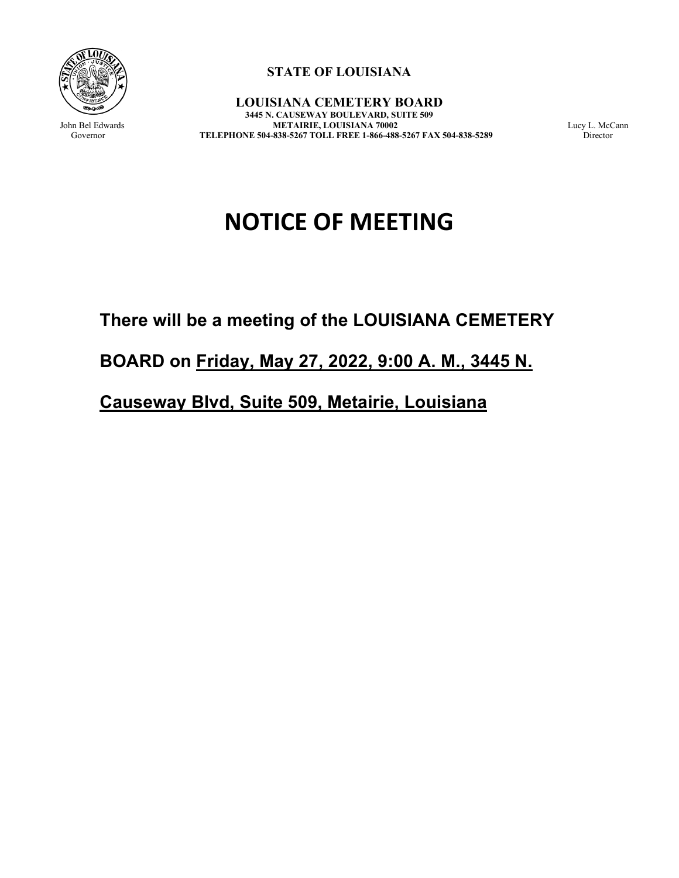**STATE OF LOUISIANA**

**LOUISIANA CEMETERY BOARD**
**3445 N. CAUSEWAY BOULEVARD, SUITE 509**
**METAIRIE, LOUISIANA 70002**
**TELEPHONE 504-838-5267 TOLL FREE 1-866-488-5267 FAX 504-838-5289**

John Bel Edwards
Governor

Lucy L. McCann
Director

# NOTICE OF MEETING

**There will be a meeting of the LOUISIANA CEMETERY BOARD on Friday, May 27, 2022, 9:00 A. M., 3445 N. Causeway Blvd, Suite 509, Metairie, Louisiana**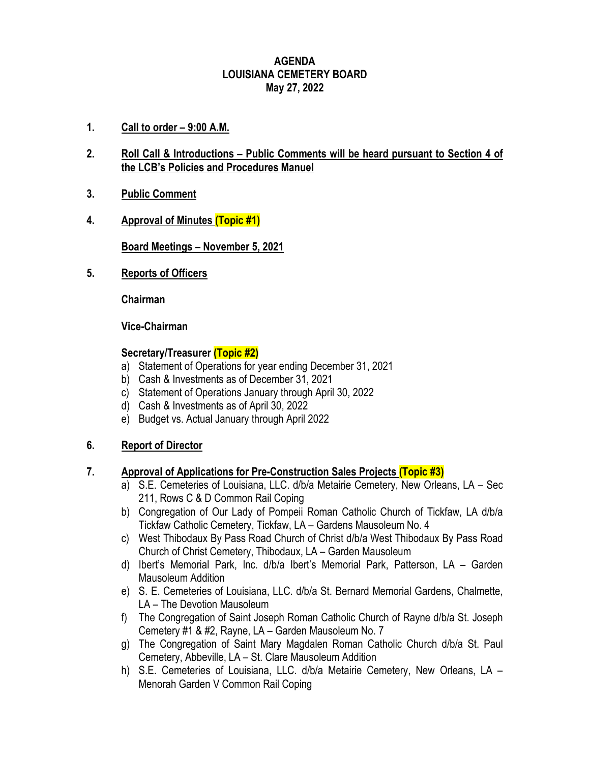# AGENDA
# LOUISIANA CEMETERY BOARD
# May 27, 2022

1. **Call to order – 9:00 A.M.**

2. **Roll Call & Introductions – Public Comments will be heard pursuant to Section 4 of the LCB's Policies and Procedures Manuel**

3. **Public Comment**

4. **Approval of Minutes (Topic #1)**

   **Board Meetings – November 5, 2021**

5. **Reports of Officers**

   **Chairman**

   **Vice-Chairman**

   **Secretary/Treasurer (Topic #2)**
   a) Statement of Operations for year ending December 31, 2021
   b) Cash & Investments as of December 31, 2021
   c) Statement of Operations January through April 30, 2022
   d) Cash & Investments as of April 30, 2022
   e) Budget vs. Actual January through April 2022

6. **Report of Director**

7. **Approval of Applications for Pre-Construction Sales Projects (Topic #3)**
   a) S.E. Cemeteries of Louisiana, LLC. d/b/a Metairie Cemetery, New Orleans, LA – Sec 211, Rows C & D Common Rail Coping
   b) Congregation of Our Lady of Pompeii Roman Catholic Church of Tickfaw, LA d/b/a Tickfaw Catholic Cemetery, Tickfaw, LA – Gardens Mausoleum No. 4
   c) West Thibodaux By Pass Road Church of Christ d/b/a West Thibodaux By Pass Road Church of Christ Cemetery, Thibodaux, LA – Garden Mausoleum
   d) Ibert's Memorial Park, Inc. d/b/a Ibert's Memorial Park, Patterson, LA – Garden Mausoleum Addition
   e) S. E. Cemeteries of Louisiana, LLC. d/b/a St. Bernard Memorial Gardens, Chalmette, LA – The Devotion Mausoleum
   f) The Congregation of Saint Joseph Roman Catholic Church of Rayne d/b/a St. Joseph Cemetery #1 & #2, Rayne, LA – Garden Mausoleum No. 7
   g) The Congregation of Saint Mary Magdalen Roman Catholic Church d/b/a St. Paul Cemetery, Abbeville, LA – St. Clare Mausoleum Addition
   h) S.E. Cemeteries of Louisiana, LLC. d/b/a Metairie Cemetery, New Orleans, LA – Menorah Garden V Common Rail Coping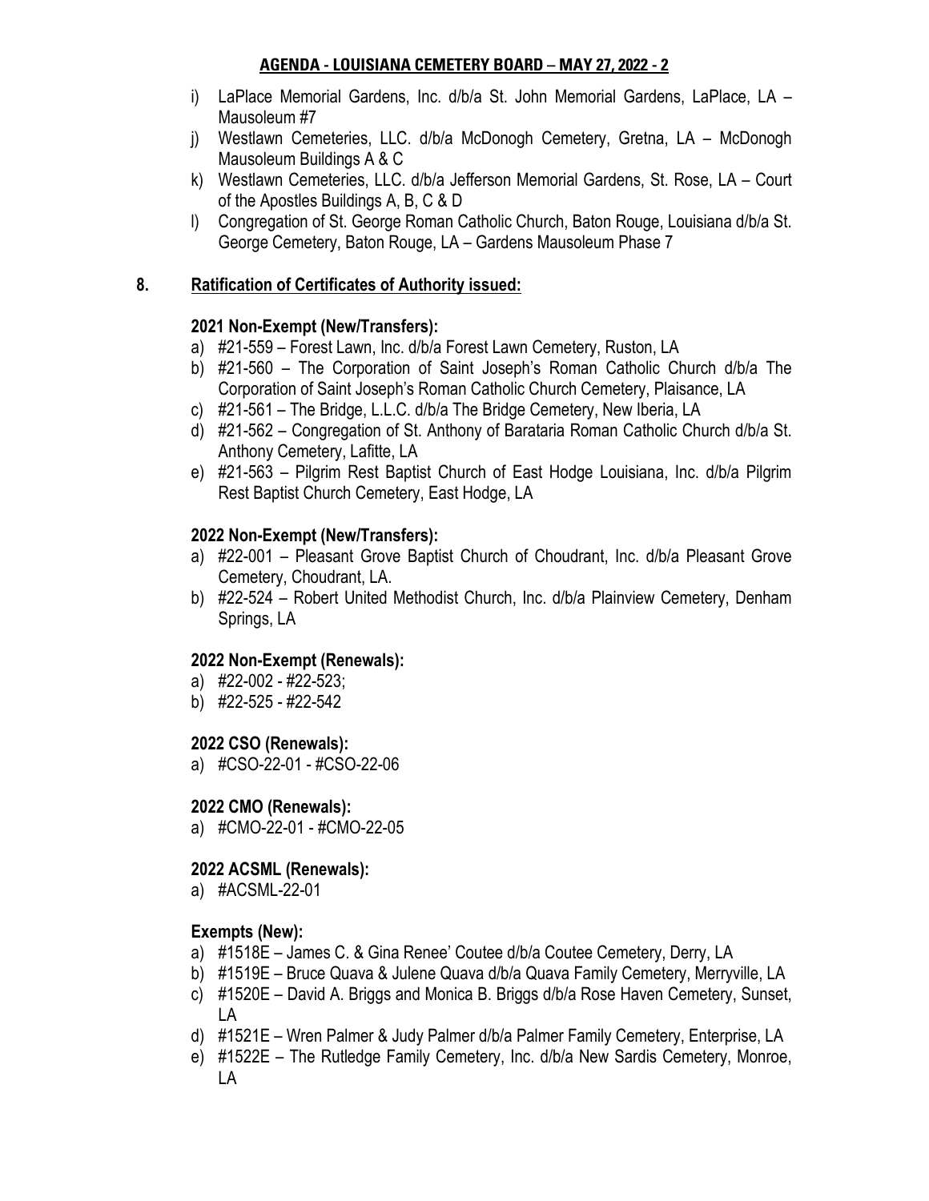i) LaPlace Memorial Gardens, Inc. d/b/a St. John Memorial Gardens, LaPlace, LA – Mausoleum #7

j) Westlawn Cemeteries, LLC. d/b/a McDonogh Cemetery, Gretna, LA – McDonogh Mausoleum Buildings A & C

k) Westlawn Cemeteries, LLC. d/b/a Jefferson Memorial Gardens, St. Rose, LA – Court of the Apostles Buildings A, B, C & D

l) Congregation of St. George Roman Catholic Church, Baton Rouge, Louisiana d/b/a St. George Cemetery, Baton Rouge, LA – Gardens Mausoleum Phase 7

## 8. Ratification of Certificates of Authority issued:

### 2021 Non-Exempt (New/Transfers):

a) #21-559 – Forest Lawn, Inc. d/b/a Forest Lawn Cemetery, Ruston, LA

b) #21-560 – The Corporation of Saint Joseph's Roman Catholic Church d/b/a The Corporation of Saint Joseph's Roman Catholic Church Cemetery, Plaisance, LA

c) #21-561 – The Bridge, L.L.C. d/b/a The Bridge Cemetery, New Iberia, LA

d) #21-562 – Congregation of St. Anthony of Barataria Roman Catholic Church d/b/a St. Anthony Cemetery, Lafitte, LA

e) #21-563 – Pilgrim Rest Baptist Church of East Hodge Louisiana, Inc. d/b/a Pilgrim Rest Baptist Church Cemetery, East Hodge, LA

### 2022 Non-Exempt (New/Transfers):

a) #22-001 – Pleasant Grove Baptist Church of Choudrant, Inc. d/b/a Pleasant Grove Cemetery, Choudrant, LA.

b) #22-524 – Robert United Methodist Church, Inc. d/b/a Plainview Cemetery, Denham Springs, LA

### 2022 Non-Exempt (Renewals):

a) #22-002 - #22-523;

b) #22-525 - #22-542

### 2022 CSO (Renewals):

a) #CSO-22-01 - #CSO-22-06

### 2022 CMO (Renewals):

a) #CMO-22-01 - #CMO-22-05

### 2022 ACSML (Renewals):

a) #ACSML-22-01

### Exempts (New):

a) #1518E – James C. & Gina Renee' Coutee d/b/a Coutee Cemetery, Derry, LA

b) #1519E – Bruce Quava & Julene Quava d/b/a Quava Family Cemetery, Merryville, LA

c) #1520E – David A. Briggs and Monica B. Briggs d/b/a Rose Haven Cemetery, Sunset, LA

d) #1521E – Wren Palmer & Judy Palmer d/b/a Palmer Family Cemetery, Enterprise, LA

e) #1522E – The Rutledge Family Cemetery, Inc. d/b/a New Sardis Cemetery, Monroe, LA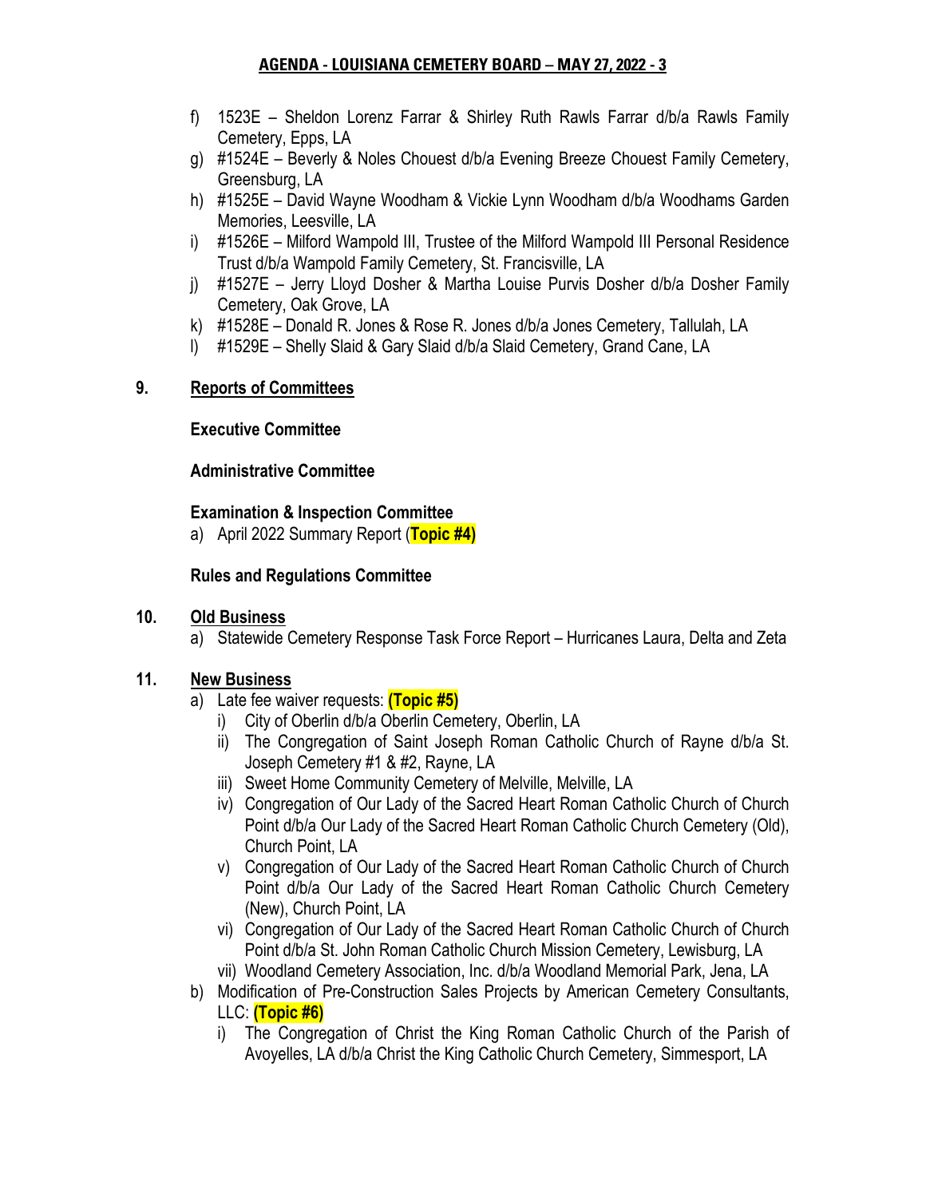f) 1523E – Sheldon Lorenz Farrar & Shirley Ruth Rawls Farrar d/b/a Rawls Family Cemetery, Epps, LA
g) #1524E – Beverly & Noles Chouest d/b/a Evening Breeze Chouest Family Cemetery, Greensburg, LA
h) #1525E – David Wayne Woodham & Vickie Lynn Woodham d/b/a Woodhams Garden Memories, Leesville, LA
i) #1526E – Milford Wampold III, Trustee of the Milford Wampold III Personal Residence Trust d/b/a Wampold Family Cemetery, St. Francisville, LA
j) #1527E – Jerry Lloyd Dosher & Martha Louise Purvis Dosher d/b/a Dosher Family Cemetery, Oak Grove, LA
k) #1528E – Donald R. Jones & Rose R. Jones d/b/a Jones Cemetery, Tallulah, LA
l) #1529E – Shelly Slaid & Gary Slaid d/b/a Slaid Cemetery, Grand Cane, LA

## 9. Reports of Committees

**Executive Committee**

**Administrative Committee**

**Examination & Inspection Committee**

a) April 2022 Summary Report (**Topic #4)**

**Rules and Regulations Committee**

## 10. Old Business

a) Statewide Cemetery Response Task Force Report – Hurricanes Laura, Delta and Zeta

## 11. New Business

a) Late fee waiver requests: **(Topic #5)**
   i) City of Oberlin d/b/a Oberlin Cemetery, Oberlin, LA
   ii) The Congregation of Saint Joseph Roman Catholic Church of Rayne d/b/a St. Joseph Cemetery #1 & #2, Rayne, LA
   iii) Sweet Home Community Cemetery of Melville, Melville, LA
   iv) Congregation of Our Lady of the Sacred Heart Roman Catholic Church of Church Point d/b/a Our Lady of the Sacred Heart Roman Catholic Church Cemetery (Old), Church Point, LA
   v) Congregation of Our Lady of the Sacred Heart Roman Catholic Church of Church Point d/b/a Our Lady of the Sacred Heart Roman Catholic Church Cemetery (New), Church Point, LA
   vi) Congregation of Our Lady of the Sacred Heart Roman Catholic Church of Church Point d/b/a St. John Roman Catholic Church Mission Cemetery, Lewisburg, LA
   vii) Woodland Cemetery Association, Inc. d/b/a Woodland Memorial Park, Jena, LA

b) Modification of Pre-Construction Sales Projects by American Cemetery Consultants, LLC: **(Topic #6)**
   i) The Congregation of Christ the King Roman Catholic Church of the Parish of Avoyelles, LA d/b/a Christ the King Catholic Church Cemetery, Simmesport, LA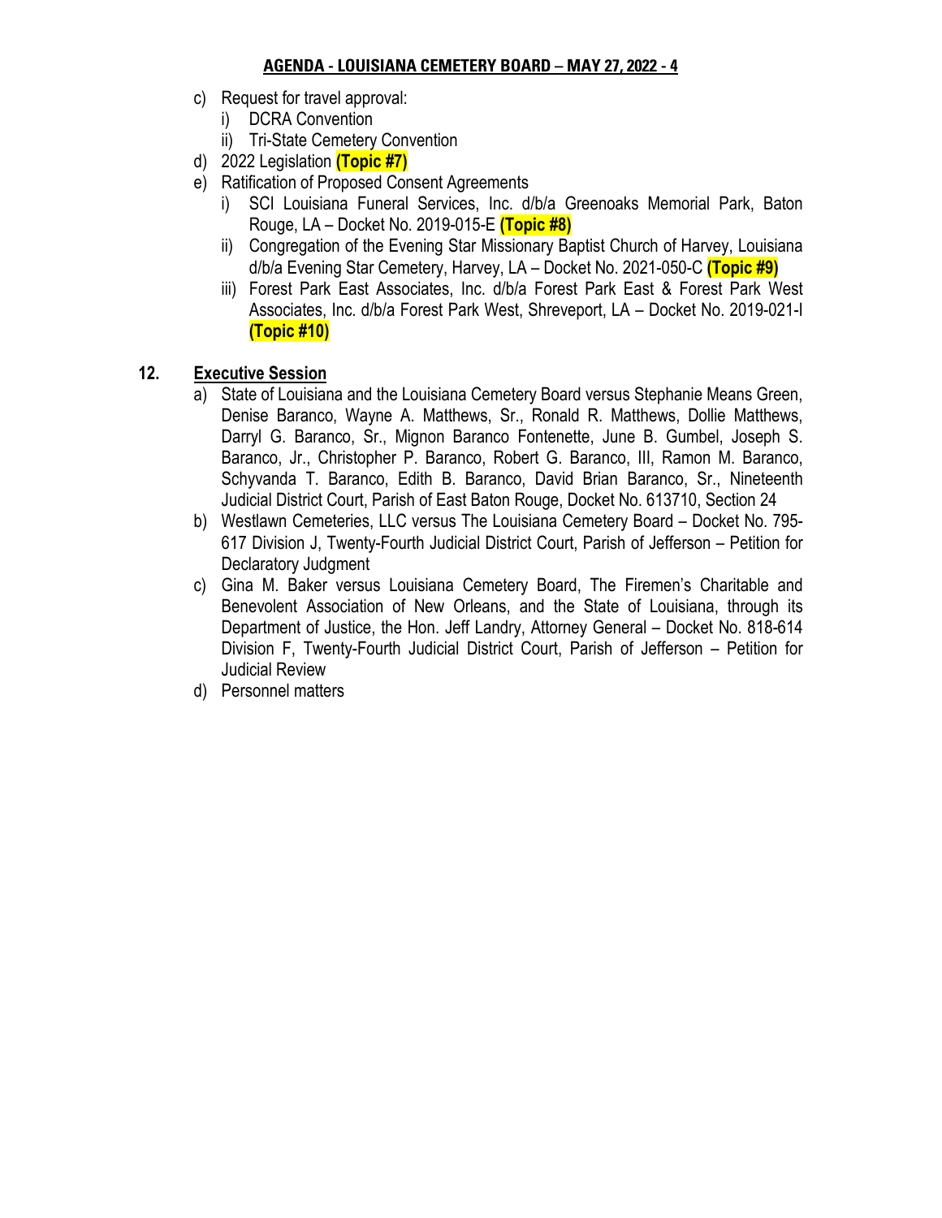c) Request for travel approval:
   i) DCRA Convention
   ii) Tri-State Cemetery Convention

d) 2022 Legislation **(Topic #7)**

e) Ratification of Proposed Consent Agreements
   i) SCI Louisiana Funeral Services, Inc. d/b/a Greenoaks Memorial Park, Baton Rouge, LA – Docket No. 2019-015-E **(Topic #8)**
   ii) Congregation of the Evening Star Missionary Baptist Church of Harvey, Louisiana d/b/a Evening Star Cemetery, Harvey, LA – Docket No. 2021-050-C **(Topic #9)**
   iii) Forest Park East Associates, Inc. d/b/a Forest Park East & Forest Park West Associates, Inc. d/b/a Forest Park West, Shreveport, LA – Docket No. 2019-021-I **(Topic #10)**

**12. Executive Session**

a) State of Louisiana and the Louisiana Cemetery Board versus Stephanie Means Green, Denise Baranco, Wayne A. Matthews, Sr., Ronald R. Matthews, Dollie Matthews, Darryl G. Baranco, Sr., Mignon Baranco Fontenette, June B. Gumbel, Joseph S. Baranco, Jr., Christopher P. Baranco, Robert G. Baranco, III, Ramon M. Baranco, Schyvanda T. Baranco, Edith B. Baranco, David Brian Baranco, Sr., Nineteenth Judicial District Court, Parish of East Baton Rouge, Docket No. 613710, Section 24

b) Westlawn Cemeteries, LLC versus The Louisiana Cemetery Board – Docket No. 795-617 Division J, Twenty-Fourth Judicial District Court, Parish of Jefferson – Petition for Declaratory Judgment

c) Gina M. Baker versus Louisiana Cemetery Board, The Firemen's Charitable and Benevolent Association of New Orleans, and the State of Louisiana, through its Department of Justice, the Hon. Jeff Landry, Attorney General – Docket No. 818-614 Division F, Twenty-Fourth Judicial District Court, Parish of Jefferson – Petition for Judicial Review

d) Personnel matters